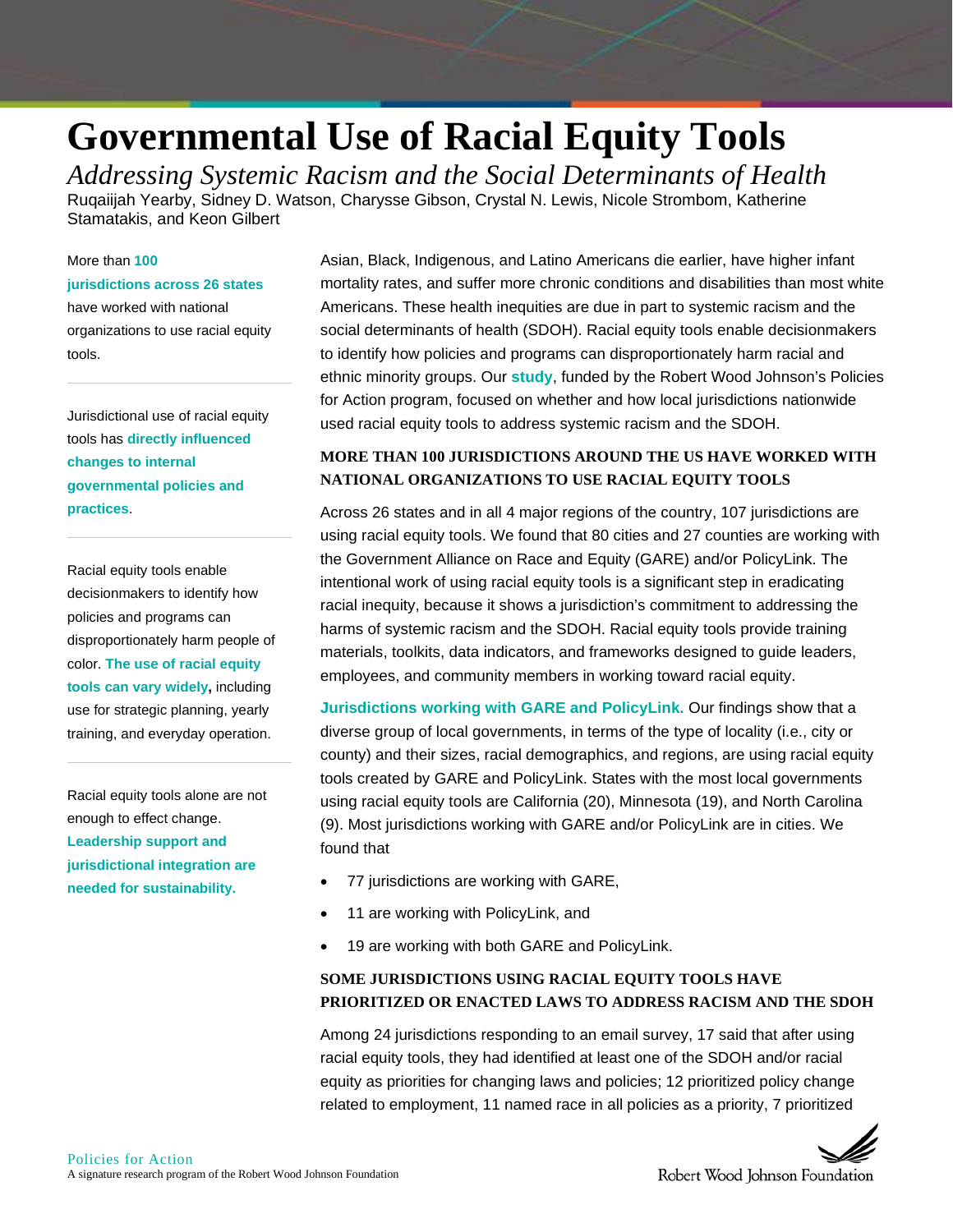# Governmental Use of Racial Equity Tools

*Addressing Systemic Racism and the Social Determinants of Health*

Ruqaiijah Yearby, Sidney D. Watson, Charysse Gibson, Crystal N. Lewis, Nicole Strombom, Katherine Stamatakis, and Keon Gilbert

More than **100 jurisdictions across 26 states** have worked with national organizations to use racial equity tools.

Jurisdictional use of racial equity tools has **directly influenced changes to internal governmental policies and practices**.

Racial equity tools enable decisionmakers to identify how policies and programs can disproportionately harm people of color. **The use of racial equity tools can vary widely,** including use for strategic planning, yearly training, and everyday operation.

Racial equity tools alone are not enough to effect change. **Leadership support and jurisdictional integration are needed for sustainability.**

Asian, Black, Indigenous, and Latino Americans die earlier, have higher infant mortality rates, and suffer more chronic conditions and disabilities than most white Americans. These health inequities are due in part to systemic racism and the social determinants of health (SDOH). Racial equity tools enable decisionmakers to identify how policies and programs can disproportionately harm racial and ethnic minority groups. Our **study**, funded by the Robert Wood Johnson's Policies for Action program, focused on whether and how local jurisdictions nationwide used racial equity tools to address systemic racism and the SDOH.

## MORE THAN 100 JURISDICTIONS AROUND THE US HAVE WORKED WITH NATIONAL ORGANIZATIONS TO USE RACIAL EQUITY TOOLS

Across 26 states and in all 4 major regions of the country, 107 jurisdictions are using racial equity tools. We found that 80 cities and 27 counties are working with the Government Alliance on Race and Equity (GARE) and/or PolicyLink. The intentional work of using racial equity tools is a significant step in eradicating racial inequity, because it shows a jurisdiction's commitment to addressing the harms of systemic racism and the SDOH. Racial equity tools provide training materials, toolkits, data indicators, and frameworks designed to guide leaders, employees, and community members in working toward racial equity.

**Jurisdictions working with GARE and PolicyLink.** Our findings show that a diverse group of local governments, in terms of the type of locality (i.e., city or county) and their sizes, racial demographics, and regions, are using racial equity tools created by GARE and PolicyLink. States with the most local governments using racial equity tools are California (20), Minnesota (19), and North Carolina (9). Most jurisdictions working with GARE and/or PolicyLink are in cities. We found that

- 77 jurisdictions are working with GARE,
- 11 are working with PolicyLink, and
- 19 are working with both GARE and PolicyLink.

## SOME JURISDICTIONS USING RACIAL EQUITY TOOLS HAVE PRIORITIZED OR ENACTED LAWS TO ADDRESS RACISM AND THE SDOH

Among 24 jurisdictions responding to an email survey, 17 said that after using racial equity tools, they had identified at least one of the SDOH and/or racial equity as priorities for changing laws and policies; 12 prioritized policy change related to employment, 11 named race in all policies as a priority, 7 prioritized

Policies for Action
A signature research program of the Robert Wood Johnson Foundation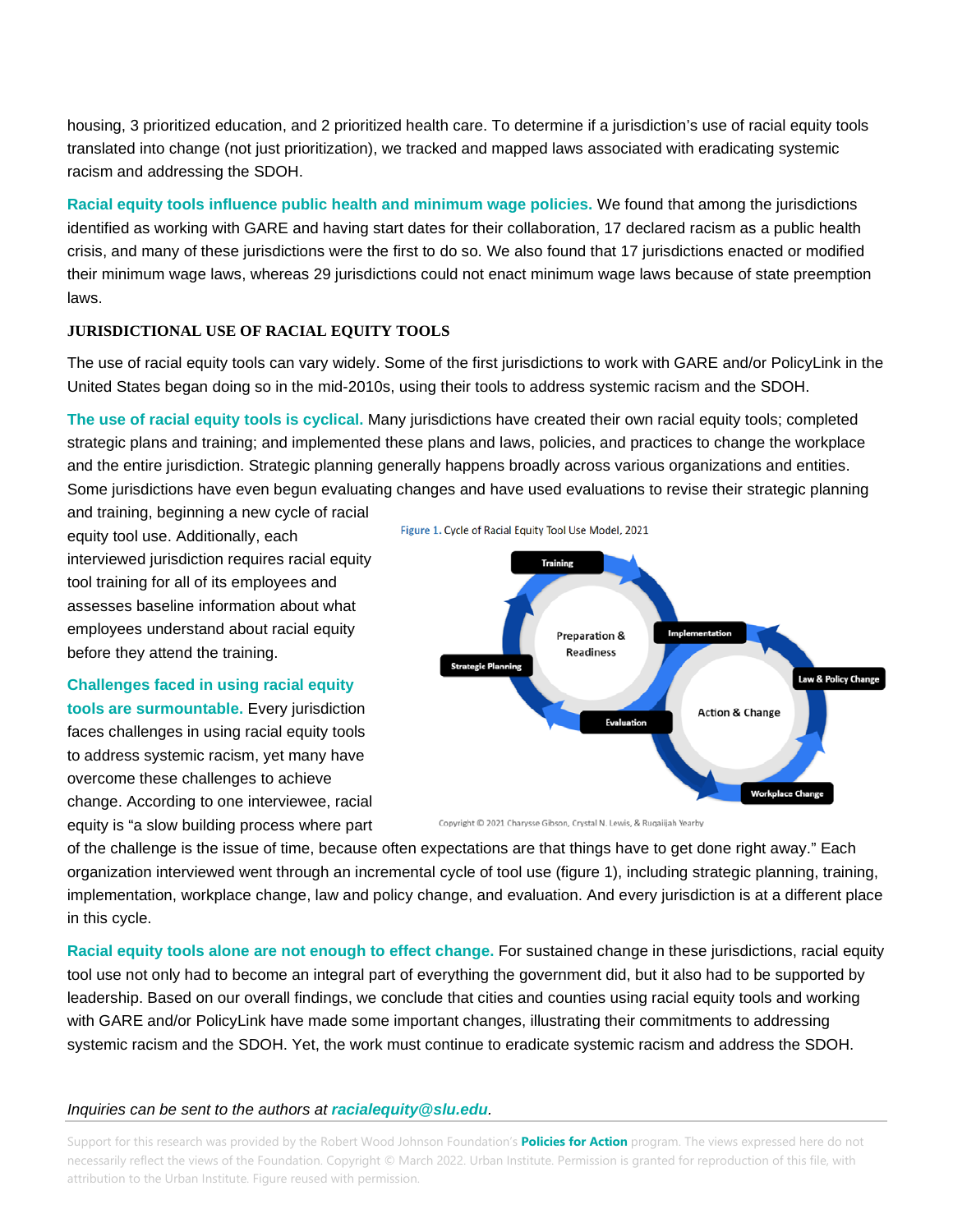housing, 3 prioritized education, and 2 prioritized health care. To determine if a jurisdiction's use of racial equity tools translated into change (not just prioritization), we tracked and mapped laws associated with eradicating systemic racism and addressing the SDOH.

**Racial equity tools influence public health and minimum wage policies.** We found that among the jurisdictions identified as working with GARE and having start dates for their collaboration, 17 declared racism as a public health crisis, and many of these jurisdictions were the first to do so. We also found that 17 jurisdictions enacted or modified their minimum wage laws, whereas 29 jurisdictions could not enact minimum wage laws because of state preemption laws.

## JURISDICTIONAL USE OF RACIAL EQUITY TOOLS

The use of racial equity tools can vary widely. Some of the first jurisdictions to work with GARE and/or PolicyLink in the United States began doing so in the mid-2010s, using their tools to address systemic racism and the SDOH.

**The use of racial equity tools is cyclical.** Many jurisdictions have created their own racial equity tools; completed strategic plans and training; and implemented these plans and laws, policies, and practices to change the workplace and the entire jurisdiction. Strategic planning generally happens broadly across various organizations and entities. Some jurisdictions have even begun evaluating changes and have used evaluations to revise their strategic planning and training, beginning a new cycle of racial equity tool use. Additionally, each interviewed jurisdiction requires racial equity tool training for all of its employees and assesses baseline information about what employees understand about racial equity before they attend the training.

Figure 1. Cycle of Racial Equity Tool Use Model, 2021

Training
Preparation & Readiness
Implementation
Strategic Planning
Law & Policy Change
Action & Change
Evaluation
Workplace Change

Copyright © 2021 Charysse Gibson, Crystal N. Lewis, & Ruqaiijah Yearby

**Challenges faced in using racial equity tools are surmountable.** Every jurisdiction faces challenges in using racial equity tools to address systemic racism, yet many have overcome these challenges to achieve change. According to one interviewee, racial equity is "a slow building process where part of the challenge is the issue of time, because often expectations are that things have to get done right away." Each organization interviewed went through an incremental cycle of tool use (figure 1), including strategic planning, training, implementation, workplace change, law and policy change, and evaluation. And every jurisdiction is at a different place in this cycle.

**Racial equity tools alone are not enough to effect change.** For sustained change in these jurisdictions, racial equity tool use not only had to become an integral part of everything the government did, but it also had to be supported by leadership. Based on our overall findings, we conclude that cities and counties using racial equity tools and working with GARE and/or PolicyLink have made some important changes, illustrating their commitments to addressing systemic racism and the SDOH. Yet, the work must continue to eradicate systemic racism and address the SDOH.

*Inquiries can be sent to the authors at* ***racialequity@slu.edu****.*

Support for this research was provided by the Robert Wood Johnson Foundation's **Policies for Action** program. The views expressed here do not necessarily reflect the views of the Foundation. Copyright © March 2022. Urban Institute. Permission is granted for reproduction of this file, with attribution to the Urban Institute. Figure reused with permission.